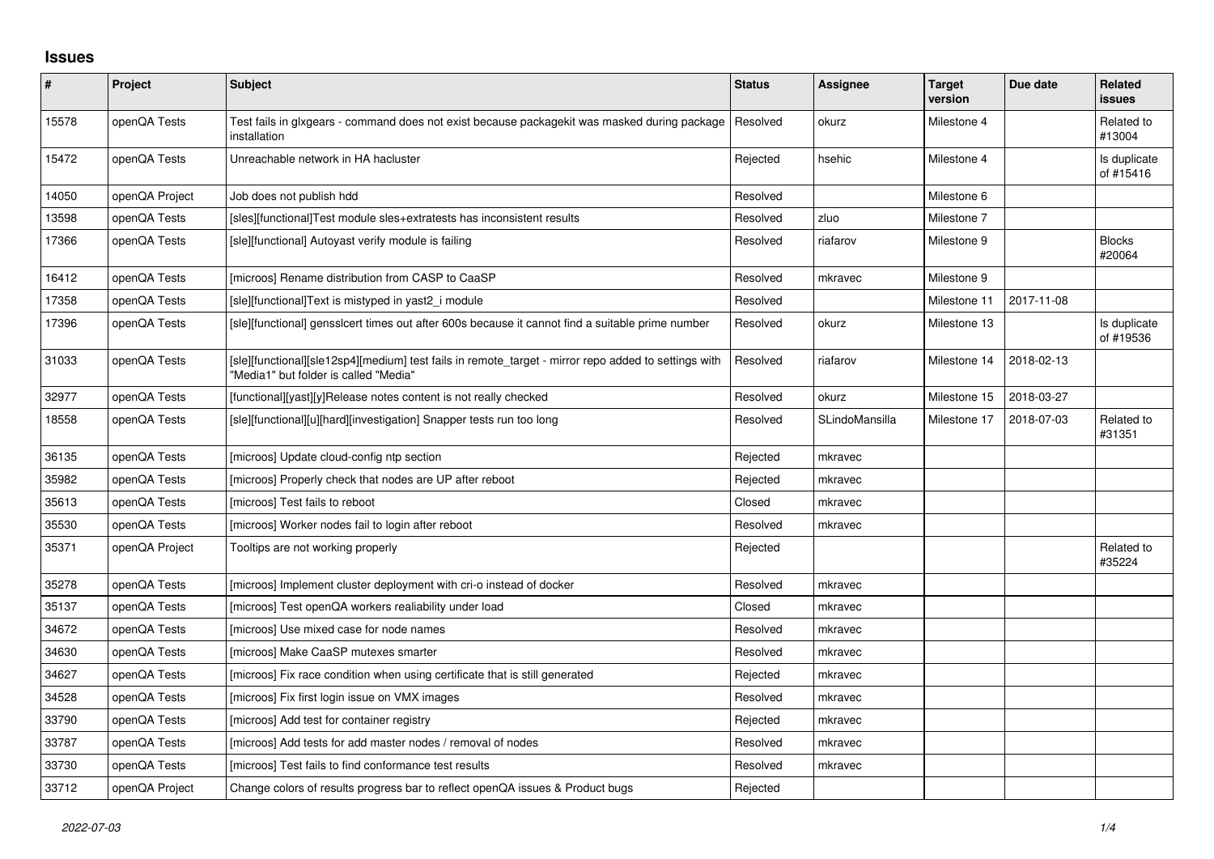# Issues

| # | Project | Subject | Status | Assignee | Target version | Due date | Related issues |
|---|---|---|---|---|---|---|---|
| 15578 | openQA Tests | Test fails in glxgears - command does not exist because packagekit was masked during package installation | Resolved | okurz | Milestone 4 | | Related to #13004 |
| 15472 | openQA Tests | Unreachable network in HA hacluster | Rejected | hsehic | Milestone 4 | | Is duplicate of #15416 |
| 14050 | openQA Project | Job does not publish hdd | Resolved | | Milestone 6 | | |
| 13598 | openQA Tests | [sles][functional]Test module sles+extratests has inconsistent results | Resolved | zluo | Milestone 7 | | |
| 17366 | openQA Tests | [sle][functional] Autoyast verify module is failing | Resolved | riafarov | Milestone 9 | | Blocks #20064 |
| 16412 | openQA Tests | [microos] Rename distribution from CASP to CaaSP | Resolved | mkravec | Milestone 9 | | |
| 17358 | openQA Tests | [sle][functional]Text is mistyped in yast2_i module | Resolved | | Milestone 11 | 2017-11-08 | |
| 17396 | openQA Tests | [sle][functional] gensslcert times out after 600s because it cannot find a suitable prime number | Resolved | okurz | Milestone 13 | | Is duplicate of #19536 |
| 31033 | openQA Tests | [sle][functional][sle12sp4][medium] test fails in remote_target - mirror repo added to settings with "Media1" but folder is called "Media" | Resolved | riafarov | Milestone 14 | 2018-02-13 | |
| 32977 | openQA Tests | [functional][yast][y]Release notes content is not really checked | Resolved | okurz | Milestone 15 | 2018-03-27 | |
| 18558 | openQA Tests | [sle][functional][u][hard][investigation] Snapper tests run too long | Resolved | SLindoMansilla | Milestone 17 | 2018-07-03 | Related to #31351 |
| 36135 | openQA Tests | [microos] Update cloud-config ntp section | Rejected | mkravec | | | |
| 35982 | openQA Tests | [microos] Properly check that nodes are UP after reboot | Rejected | mkravec | | | |
| 35613 | openQA Tests | [microos] Test fails to reboot | Closed | mkravec | | | |
| 35530 | openQA Tests | [microos] Worker nodes fail to login after reboot | Resolved | mkravec | | | |
| 35371 | openQA Project | Tooltips are not working properly | Rejected | | | | Related to #35224 |
| 35278 | openQA Tests | [microos] Implement cluster deployment with cri-o instead of docker | Resolved | mkravec | | | |
| 35137 | openQA Tests | [microos] Test openQA workers realiability under load | Closed | mkravec | | | |
| 34672 | openQA Tests | [microos] Use mixed case for node names | Resolved | mkravec | | | |
| 34630 | openQA Tests | [microos] Make CaaSP mutexes smarter | Resolved | mkravec | | | |
| 34627 | openQA Tests | [microos] Fix race condition when using certificate that is still generated | Rejected | mkravec | | | |
| 34528 | openQA Tests | [microos] Fix first login issue on VMX images | Resolved | mkravec | | | |
| 33790 | openQA Tests | [microos] Add test for container registry | Rejected | mkravec | | | |
| 33787 | openQA Tests | [microos] Add tests for add master nodes / removal of nodes | Resolved | mkravec | | | |
| 33730 | openQA Tests | [microos] Test fails to find conformance test results | Resolved | mkravec | | | |
| 33712 | openQA Project | Change colors of results progress bar to reflect openQA issues & Product bugs | Rejected | | | | |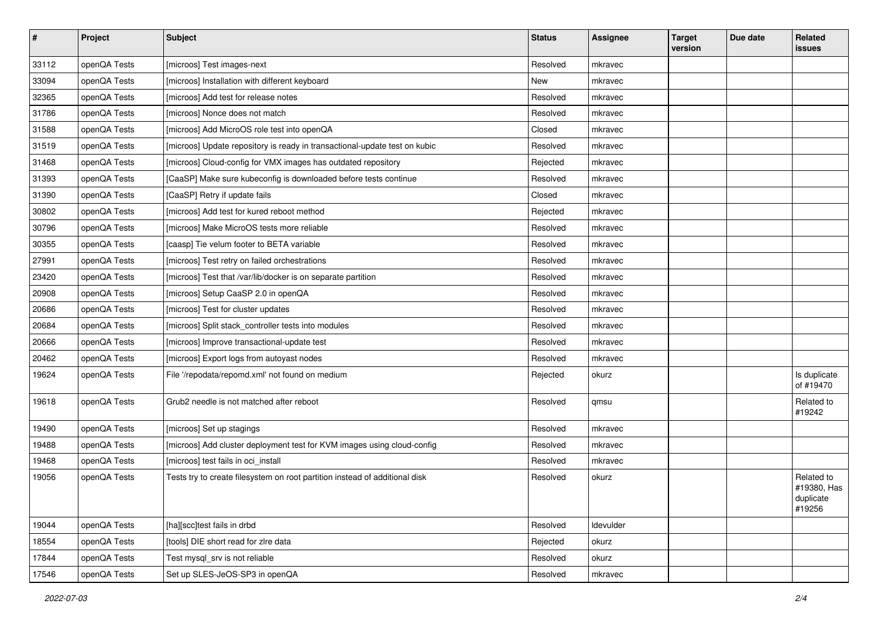| # | Project | Subject | Status | Assignee | Target version | Due date | Related issues |
|---|---|---|---|---|---|---|---|
| 33112 | openQA Tests | [microos] Test images-next | Resolved | mkravec | | | |
| 33094 | openQA Tests | [microos] Installation with different keyboard | New | mkravec | | | |
| 32365 | openQA Tests | [microos] Add test for release notes | Resolved | mkravec | | | |
| 31786 | openQA Tests | [microos] Nonce does not match | Resolved | mkravec | | | |
| 31588 | openQA Tests | [microos] Add MicroOS role test into openQA | Closed | mkravec | | | |
| 31519 | openQA Tests | [microos] Update repository is ready in transactional-update test on kubic | Resolved | mkravec | | | |
| 31468 | openQA Tests | [microos] Cloud-config for VMX images has outdated repository | Rejected | mkravec | | | |
| 31393 | openQA Tests | [CaaSP] Make sure kubeconfig is downloaded before tests continue | Resolved | mkravec | | | |
| 31390 | openQA Tests | [CaaSP] Retry if update fails | Closed | mkravec | | | |
| 30802 | openQA Tests | [microos] Add test for kured reboot method | Rejected | mkravec | | | |
| 30796 | openQA Tests | [microos] Make MicroOS tests more reliable | Resolved | mkravec | | | |
| 30355 | openQA Tests | [caasp] Tie velum footer to BETA variable | Resolved | mkravec | | | |
| 27991 | openQA Tests | [microos] Test retry on failed orchestrations | Resolved | mkravec | | | |
| 23420 | openQA Tests | [microos] Test that /var/lib/docker is on separate partition | Resolved | mkravec | | | |
| 20908 | openQA Tests | [microos] Setup CaaSP 2.0 in openQA | Resolved | mkravec | | | |
| 20686 | openQA Tests | [microos] Test for cluster updates | Resolved | mkravec | | | |
| 20684 | openQA Tests | [microos] Split stack_controller tests into modules | Resolved | mkravec | | | |
| 20666 | openQA Tests | [microos] Improve transactional-update test | Resolved | mkravec | | | |
| 20462 | openQA Tests | [microos] Export logs from autoyast nodes | Resolved | mkravec | | | |
| 19624 | openQA Tests | File '/repodata/repomd.xml' not found on medium | Rejected | okurz | | | Is duplicate of #19470 |
| 19618 | openQA Tests | Grub2 needle is not matched after reboot | Resolved | qmsu | | | Related to #19242 |
| 19490 | openQA Tests | [microos] Set up stagings | Resolved | mkravec | | | |
| 19488 | openQA Tests | [microos] Add cluster deployment test for KVM images using cloud-config | Resolved | mkravec | | | |
| 19468 | openQA Tests | [microos] test fails in oci_install | Resolved | mkravec | | | |
| 19056 | openQA Tests | Tests try to create filesystem on root partition instead of additional disk | Resolved | okurz | | | Related to #19380, Has duplicate #19256 |
| 19044 | openQA Tests | [ha][scc]test fails in drbd | Resolved | ldevulder | | | |
| 18554 | openQA Tests | [tools] DIE short read for zlre data | Rejected | okurz | | | |
| 17844 | openQA Tests | Test mysql_srv is not reliable | Resolved | okurz | | | |
| 17546 | openQA Tests | Set up SLES-JeOS-SP3 in openQA | Resolved | mkravec | | | |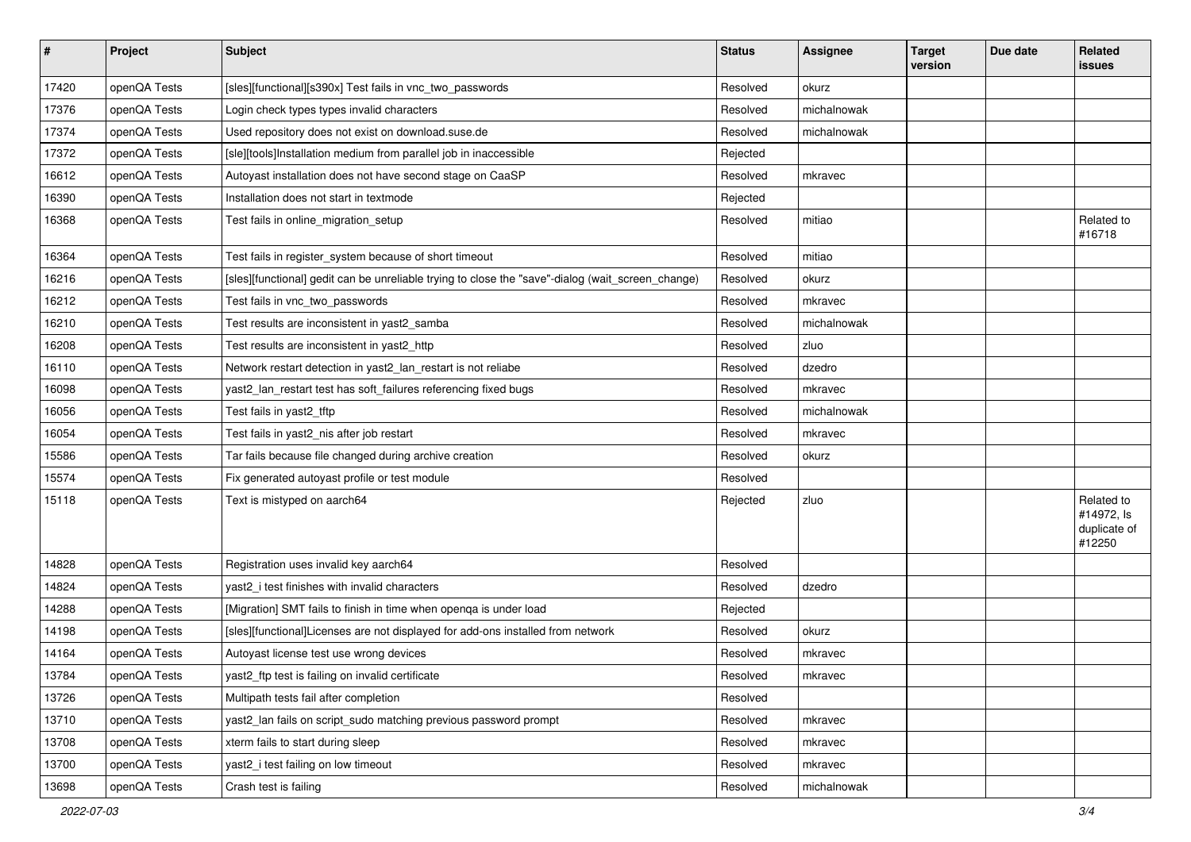| # | Project | Subject | Status | Assignee | Target version | Due date | Related issues |
|---|---|---|---|---|---|---|---|
| 17420 | openQA Tests | [sles][functional][s390x] Test fails in vnc_two_passwords | Resolved | okurz | | | |
| 17376 | openQA Tests | Login check types types invalid characters | Resolved | michalnowak | | | |
| 17374 | openQA Tests | Used repository does not exist on download.suse.de | Resolved | michalnowak | | | |
| 17372 | openQA Tests | [sle][tools]Installation medium from parallel job in inaccessible | Rejected | | | | |
| 16612 | openQA Tests | Autoyast installation does not have second stage on CaaSP | Resolved | mkravec | | | |
| 16390 | openQA Tests | Installation does not start in textmode | Rejected | | | | |
| 16368 | openQA Tests | Test fails in online_migration_setup | Resolved | mitiao | | | Related to #16718 |
| 16364 | openQA Tests | Test fails in register_system because of short timeout | Resolved | mitiao | | | |
| 16216 | openQA Tests | [sles][functional] gedit can be unreliable trying to close the "save"-dialog (wait_screen_change) | Resolved | okurz | | | |
| 16212 | openQA Tests | Test fails in vnc_two_passwords | Resolved | mkravec | | | |
| 16210 | openQA Tests | Test results are inconsistent in yast2_samba | Resolved | michalnowak | | | |
| 16208 | openQA Tests | Test results are inconsistent in yast2_http | Resolved | zluo | | | |
| 16110 | openQA Tests | Network restart detection in yast2_lan_restart is not reliabe | Resolved | dzedro | | | |
| 16098 | openQA Tests | yast2_lan_restart test has soft_failures referencing fixed bugs | Resolved | mkravec | | | |
| 16056 | openQA Tests | Test fails in yast2_tftp | Resolved | michalnowak | | | |
| 16054 | openQA Tests | Test fails in yast2_nis after job restart | Resolved | mkravec | | | |
| 15586 | openQA Tests | Tar fails because file changed during archive creation | Resolved | okurz | | | |
| 15574 | openQA Tests | Fix generated autoyast profile or test module | Resolved | | | | |
| 15118 | openQA Tests | Text is mistyped on aarch64 | Rejected | zluo | | | Related to #14972, Is duplicate of #12250 |
| 14828 | openQA Tests | Registration uses invalid key aarch64 | Resolved | | | | |
| 14824 | openQA Tests | yast2_i test finishes with invalid characters | Resolved | dzedro | | | |
| 14288 | openQA Tests | [Migration] SMT fails to finish in time when openqa is under load | Rejected | | | | |
| 14198 | openQA Tests | [sles][functional]Licenses are not displayed for add-ons installed from network | Resolved | okurz | | | |
| 14164 | openQA Tests | Autoyast license test use wrong devices | Resolved | mkravec | | | |
| 13784 | openQA Tests | yast2_ftp test is failing on invalid certificate | Resolved | mkravec | | | |
| 13726 | openQA Tests | Multipath tests fail after completion | Resolved | | | | |
| 13710 | openQA Tests | yast2_lan fails on script_sudo matching previous password prompt | Resolved | mkravec | | | |
| 13708 | openQA Tests | xterm fails to start during sleep | Resolved | mkravec | | | |
| 13700 | openQA Tests | yast2_i test failing on low timeout | Resolved | mkravec | | | |
| 13698 | openQA Tests | Crash test is failing | Resolved | michalnowak | | | |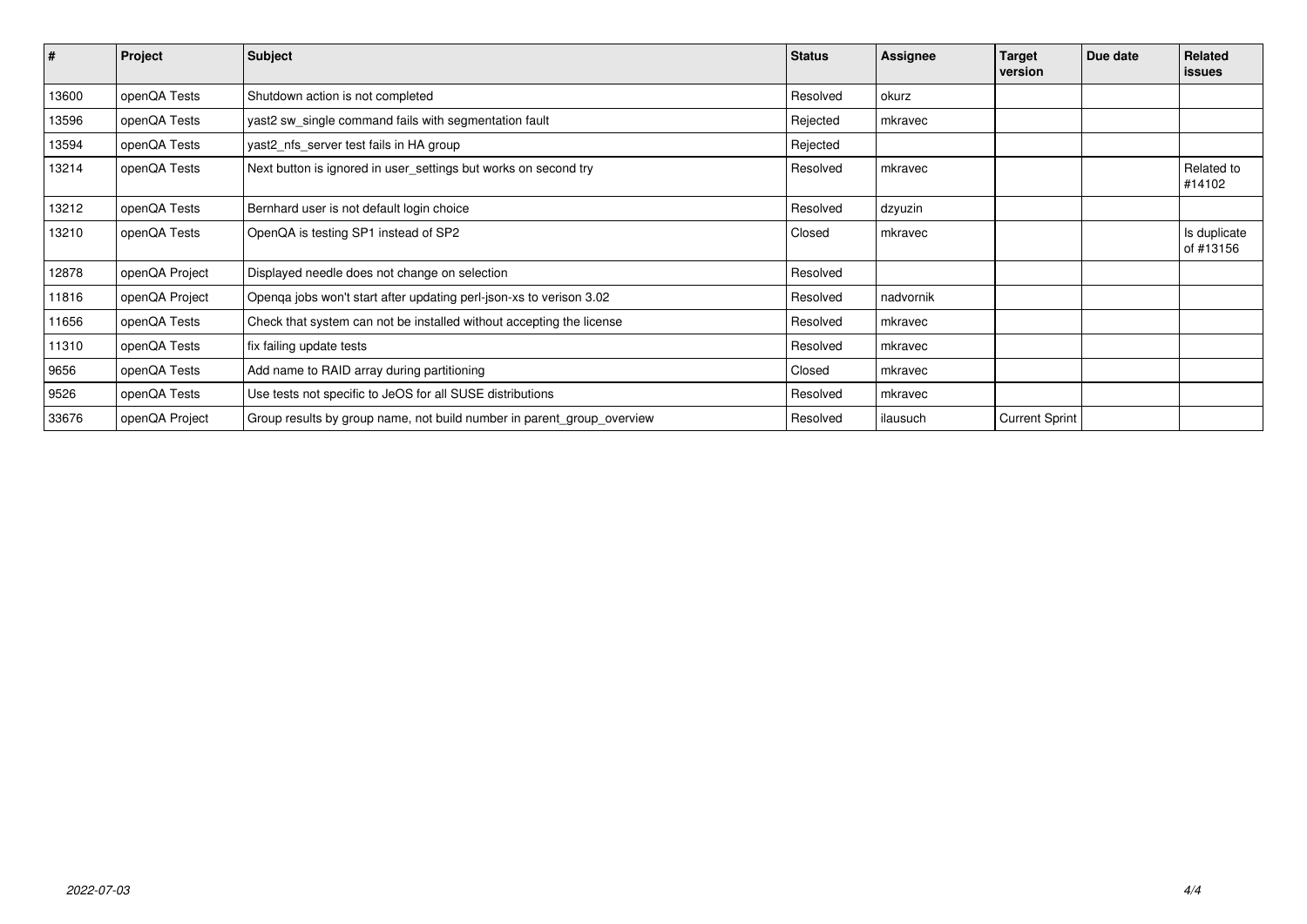| # | Project | Subject | Status | Assignee | Target version | Due date | Related issues |
|---|---|---|---|---|---|---|---|
| 13600 | openQA Tests | Shutdown action is not completed | Resolved | okurz | | | |
| 13596 | openQA Tests | yast2 sw_single command fails with segmentation fault | Rejected | mkravec | | | |
| 13594 | openQA Tests | yast2_nfs_server test fails in HA group | Rejected | | | | |
| 13214 | openQA Tests | Next button is ignored in user_settings but works on second try | Resolved | mkravec | | | Related to #14102 |
| 13212 | openQA Tests | Bernhard user is not default login choice | Resolved | dzyuzin | | | |
| 13210 | openQA Tests | OpenQA is testing SP1 instead of SP2 | Closed | mkravec | | | Is duplicate of #13156 |
| 12878 | openQA Project | Displayed needle does not change on selection | Resolved | | | | |
| 11816 | openQA Project | Openqa jobs won't start after updating perl-json-xs to verison 3.02 | Resolved | nadvornik | | | |
| 11656 | openQA Tests | Check that system can not be installed without accepting the license | Resolved | mkravec | | | |
| 11310 | openQA Tests | fix failing update tests | Resolved | mkravec | | | |
| 9656 | openQA Tests | Add name to RAID array during partitioning | Closed | mkravec | | | |
| 9526 | openQA Tests | Use tests not specific to JeOS for all SUSE distributions | Resolved | mkravec | | | |
| 33676 | openQA Project | Group results by group name, not build number in parent_group_overview | Resolved | ilausuch | Current Sprint | | |